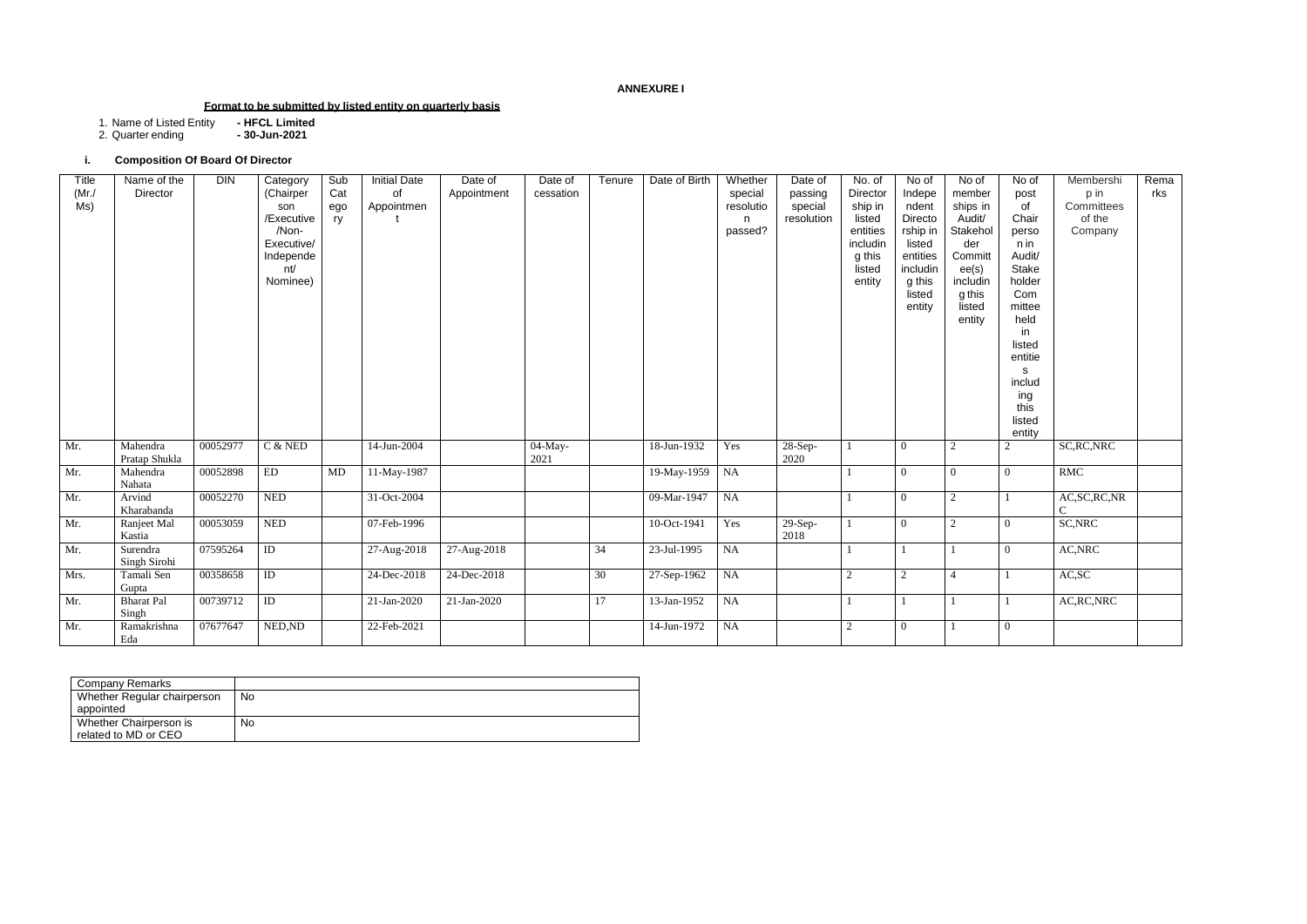**ANNEXURE I**

**Format to be submitted by listed entity on quarterly basis**

1. Name of Listed Entity **- HFCL Limited**
2. Quarter ending **- 30-Jun-2021**

**i. Composition Of Board Of Director**

| Title (Mr./ Ms) | Name of the Director | DIN | Category (Chairperson /Executive /Non-Executive/ Independent/ Nominee) | Sub Category | Initial Date of Appointment | Date of Appointment | Date of cessation | Tenure | Date of Birth | Whether special resolution passed? | Date of passing special resolution | No. of Directorship in listed entities including this listed entity | No of Independent Directorship in listed entities including this listed entity | No of memberships in Audit/ Stakeholder Committee(s) including this listed entity | No of post of Chairperson in Audit/ Stake holder Committee held in listed entities including this listed entity | Membership in Committees of the Company | Remarks |
|---|---|---|---|---|---|---|---|---|---|---|---|---|---|---|---|---|---|
| Mr. | Mahendra Pratap Shukla | 00052977 | C & NED | | 14-Jun-2004 | | 04-May-2021 | | 18-Jun-1932 | Yes | 28-Sep-2020 | 1 | 0 | 2 | 2 | SC,RC,NRC | |
| Mr. | Mahendra Nahata | 00052898 | ED | MD | 11-May-1987 | | | | 19-May-1959 | NA | | 1 | 0 | 0 | 0 | RMC | |
| Mr. | Arvind Kharabanda | 00052270 | NED | | 31-Oct-2004 | | | | 09-Mar-1947 | NA | | 1 | 0 | 2 | 1 | AC,SC,RC,NRC | |
| Mr. | Ranjeet Mal Kastia | 00053059 | NED | | 07-Feb-1996 | | | | 10-Oct-1941 | Yes | 29-Sep-2018 | 1 | 0 | 2 | 0 | SC,NRC | |
| Mr. | Surendra Singh Sirohi | 07595264 | ID | | 27-Aug-2018 | 27-Aug-2018 | | 34 | 23-Jul-1995 | NA | | 1 | 1 | 1 | 0 | AC,NRC | |
| Mrs. | Tamali Sen Gupta | 00358658 | ID | | 24-Dec-2018 | 24-Dec-2018 | | 30 | 27-Sep-1962 | NA | | 2 | 2 | 4 | 1 | AC,SC | |
| Mr. | Bharat Pal Singh | 00739712 | ID | | 21-Jan-2020 | 21-Jan-2020 | | 17 | 13-Jan-1952 | NA | | 1 | 1 | 1 | 1 | AC,RC,NRC | |
| Mr. | Ramakrishna Eda | 07677647 | NED,ND | | 22-Feb-2021 | | | | 14-Jun-1972 | NA | | 2 | 0 | 1 | 0 | | |

| Company Remarks | |
|---|---|
| Whether Regular chairperson appointed | No |
| Whether Chairperson is related to MD or CEO | No |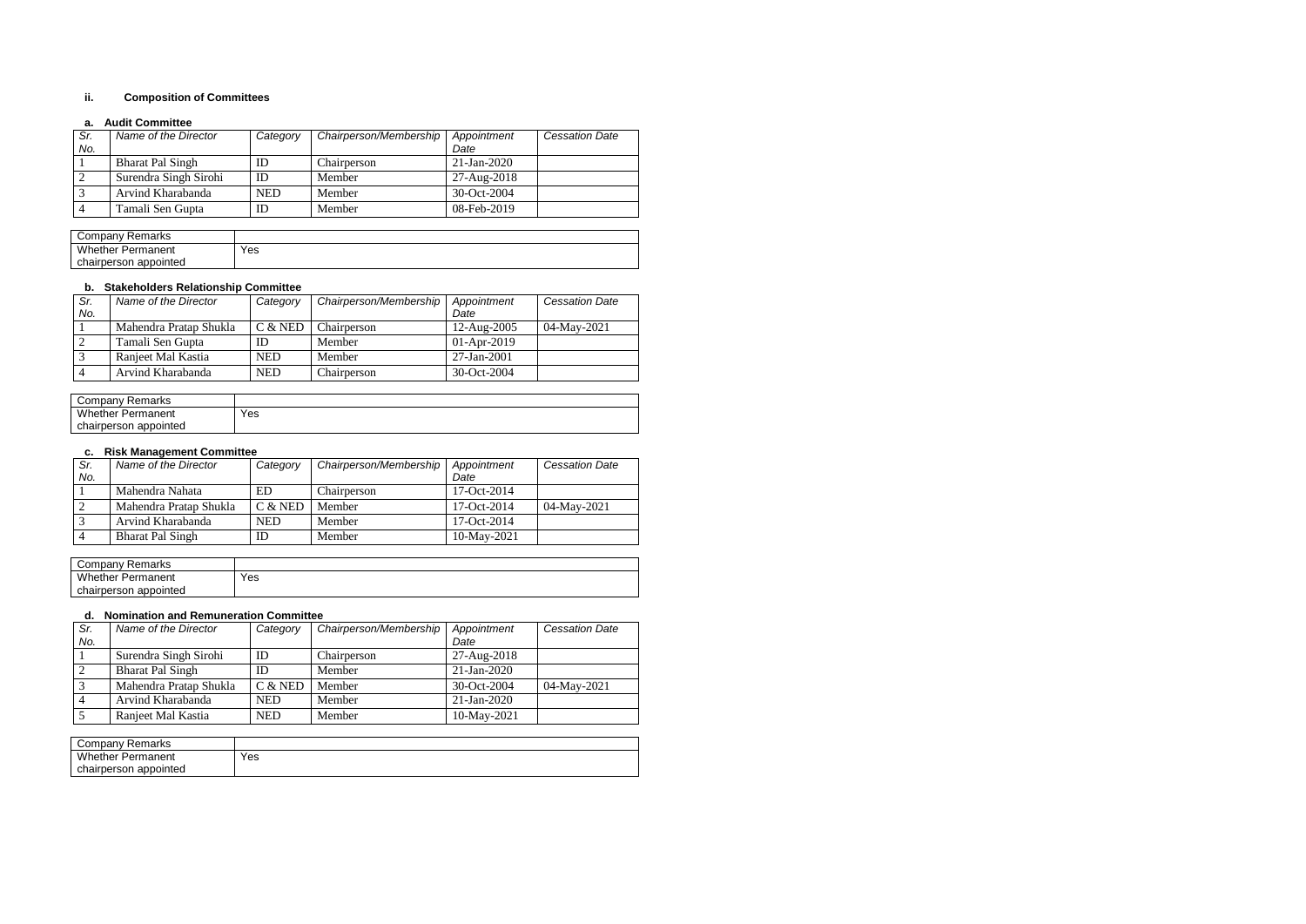### ii. Composition of Committees

#### a. Audit Committee

| Sr. No. | Name of the Director | Category | Chairperson/Membership | Appointment Date | Cessation Date |
|---|---|---|---|---|---|
| 1 | Bharat Pal Singh | ID | Chairperson | 21-Jan-2020 | |
| 2 | Surendra Singh Sirohi | ID | Member | 27-Aug-2018 | |
| 3 | Arvind Kharabanda | NED | Member | 30-Oct-2004 | |
| 4 | Tamali Sen Gupta | ID | Member | 08-Feb-2019 | |

| Company Remarks | |
|---|---|
| Whether Permanent chairperson appointed | Yes |

#### b. Stakeholders Relationship Committee

| Sr. No. | Name of the Director | Category | Chairperson/Membership | Appointment Date | Cessation Date |
|---|---|---|---|---|---|
| 1 | Mahendra Pratap Shukla | C & NED | Chairperson | 12-Aug-2005 | 04-May-2021 |
| 2 | Tamali Sen Gupta | ID | Member | 01-Apr-2019 | |
| 3 | Ranjeet Mal Kastia | NED | Member | 27-Jan-2001 | |
| 4 | Arvind Kharabanda | NED | Chairperson | 30-Oct-2004 | |

| Company Remarks | |
|---|---|
| Whether Permanent chairperson appointed | Yes |

#### c. Risk Management Committee

| Sr. No. | Name of the Director | Category | Chairperson/Membership | Appointment Date | Cessation Date |
|---|---|---|---|---|---|
| 1 | Mahendra Nahata | ED | Chairperson | 17-Oct-2014 | |
| 2 | Mahendra Pratap Shukla | C & NED | Member | 17-Oct-2014 | 04-May-2021 |
| 3 | Arvind Kharabanda | NED | Member | 17-Oct-2014 | |
| 4 | Bharat Pal Singh | ID | Member | 10-May-2021 | |

| Company Remarks | |
|---|---|
| Whether Permanent chairperson appointed | Yes |

#### d. Nomination and Remuneration Committee

| Sr. No. | Name of the Director | Category | Chairperson/Membership | Appointment Date | Cessation Date |
|---|---|---|---|---|---|
| 1 | Surendra Singh Sirohi | ID | Chairperson | 27-Aug-2018 | |
| 2 | Bharat Pal Singh | ID | Member | 21-Jan-2020 | |
| 3 | Mahendra Pratap Shukla | C & NED | Member | 30-Oct-2004 | 04-May-2021 |
| 4 | Arvind Kharabanda | NED | Member | 21-Jan-2020 | |
| 5 | Ranjeet Mal Kastia | NED | Member | 10-May-2021 | |

| Company Remarks | |
|---|---|
| Whether Permanent chairperson appointed | Yes |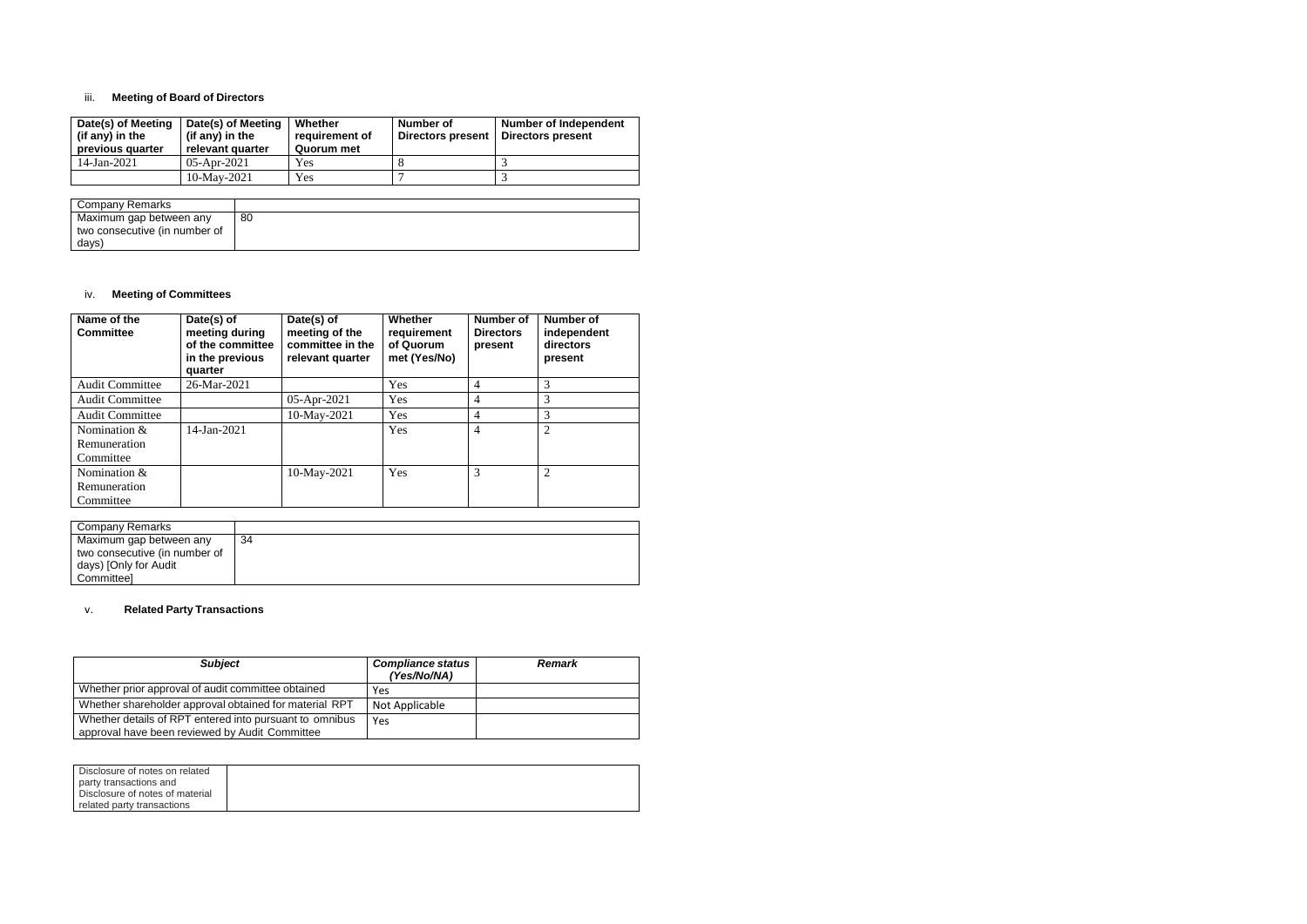iii. **Meeting of Board of Directors**

| Date(s) of Meeting (if any) in the previous quarter | Date(s) of Meeting (if any) in the relevant quarter | Whether requirement of Quorum met | Number of Directors present | Number of Independent Directors present |
|---|---|---|---|---|
| 14-Jan-2021 | 05-Apr-2021 | Yes | 8 | 3 |
| | 10-May-2021 | Yes | 7 | 3 |

| Company Remarks | |
|---|---|
| Maximum gap between any two consecutive (in number of days) | 80 |

iv. **Meeting of Committees**

| Name of the Committee | Date(s) of meeting during of the committee in the previous quarter | Date(s) of meeting of the committee in the relevant quarter | Whether requirement of Quorum met (Yes/No) | Number of Directors present | Number of independent directors present |
|---|---|---|---|---|---|
| Audit Committee | 26-Mar-2021 | | Yes | 4 | 3 |
| Audit Committee | | 05-Apr-2021 | Yes | 4 | 3 |
| Audit Committee | | 10-May-2021 | Yes | 4 | 3 |
| Nomination & Remuneration Committe | 14-Jan-2021 | | Yes | 4 | 2 |
| Nomination & Remuneration Committee | | 10-May-2021 | Yes | 3 | 2 |

| Company Remarks | |
|---|---|
| Maximum gap between any two consecutive (in number of days) [Only for Audit Committee] | 34 |

v. **Related Party Transactions**

| *Subject* | *Compliance status (Yes/No/NA)* | *Remark* |
|---|---|---|
| Whether prior approval of audit committee obtained | Yes | |
| Whether shareholder approval obtained for material RPT | Not Applicable | |
| Whether details of RPT entered into pursuant to omnibus approval have been reviewed by Audit Committee | Yes | |

| Disclosure of notes on related party transactions and Disclosure of notes of material related party transactions | |
|---|---|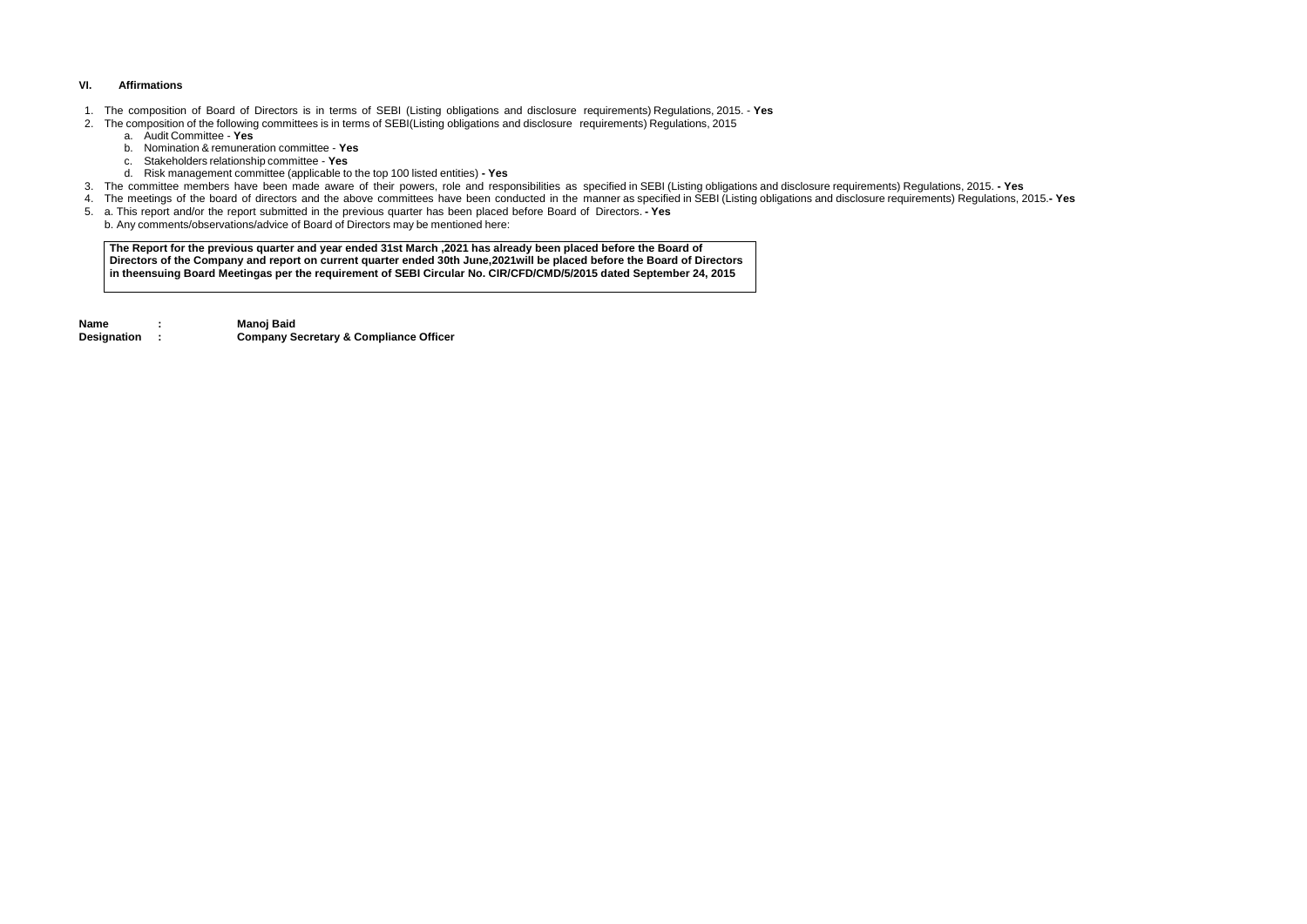### VI. Affirmations

1. The composition of Board of Directors is in terms of SEBI (Listing obligations and disclosure requirements) Regulations, 2015. - **Yes**
2. The composition of the following committees is in terms of SEBI(Listing obligations and disclosure requirements) Regulations, 2015
   a. Audit Committee - **Yes**
   b. Nomination & remuneration committee - **Yes**
   c. Stakeholders relationship committee - **Yes**
   d. Risk management committee (applicable to the top 100 listed entities) **- Yes**
3. The committee members have been made aware of their powers, role and responsibilities as specified in SEBI (Listing obligations and disclosure requirements) Regulations, 2015. **- Yes**
4. The meetings of the board of directors and the above committees have been conducted in the manner as specified in SEBI (Listing obligations and disclosure requirements) Regulations, 2015.**- Yes**
5. a. This report and/or the report submitted in the previous quarter has been placed before Board of Directors. **- Yes**

   b. Any comments/observations/advice of Board of Directors may be mentioned here:

**The Report for the previous quarter and year ended 31st March ,2021 has already been placed before the Board of Directors of the Company and report on current quarter ended 30th June,2021will be placed before the Board of Directors in theensuing Board Meetingas per the requirement of SEBI Circular No. CIR/CFD/CMD/5/2015 dated September 24, 2015**

| | | |
|---|---|---|
| **Name** | **:** | **Manoj Baid** |
| **Designation** | **:** | **Company Secretary & Compliance Officer** |